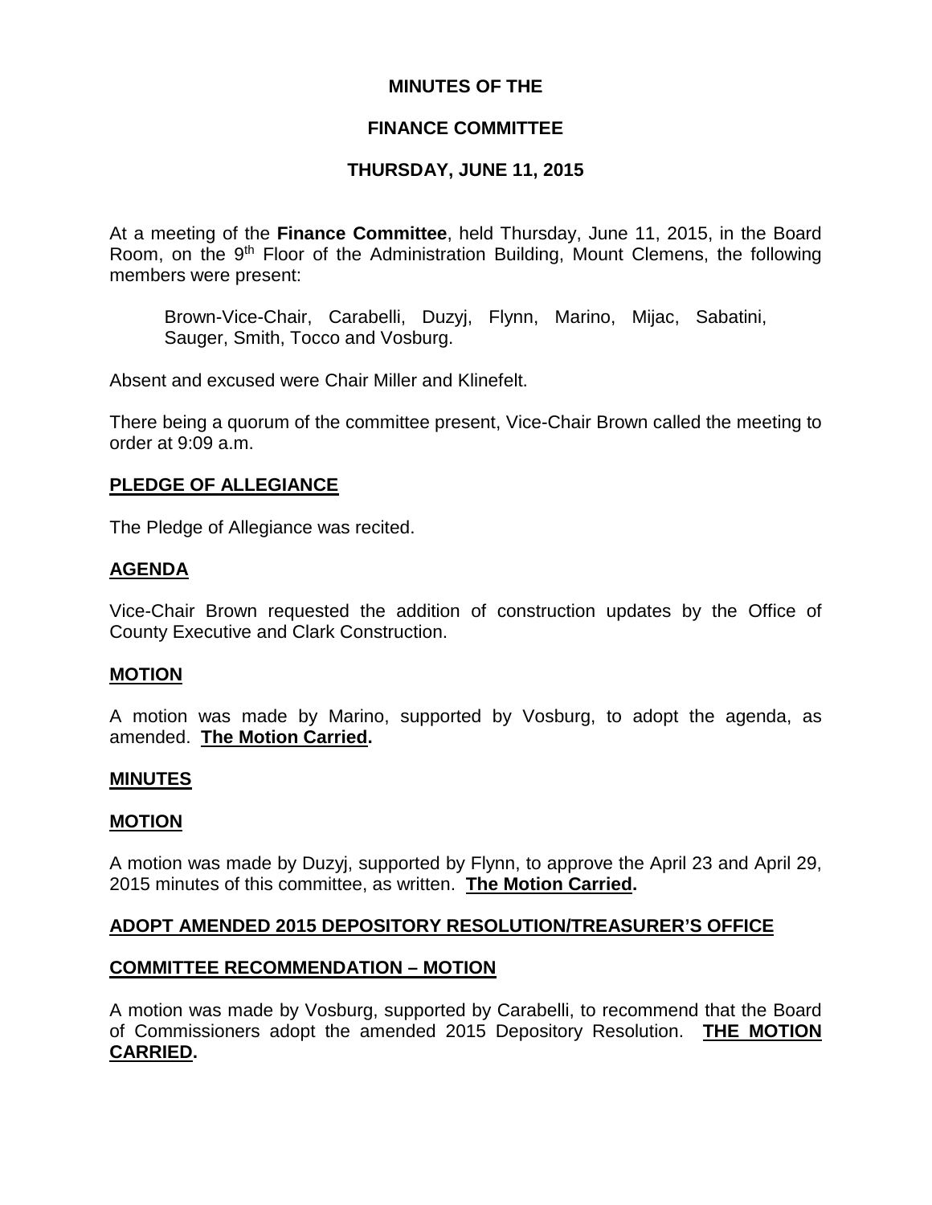# MINUTES OF THE

# FINANCE COMMITTEE

# THURSDAY, JUNE 11, 2015

At a meeting of the **Finance Committee**, held Thursday, June 11, 2015, in the Board Room, on the 9th Floor of the Administration Building, Mount Clemens, the following members were present:

> Brown-Vice-Chair, Carabelli, Duzyj, Flynn, Marino, Mijac, Sabatini, Sauger, Smith, Tocco and Vosburg.

Absent and excused were Chair Miller and Klinefelt.

There being a quorum of the committee present, Vice-Chair Brown called the meeting to order at 9:09 a.m.

## PLEDGE OF ALLEGIANCE

The Pledge of Allegiance was recited.

## AGENDA

Vice-Chair Brown requested the addition of construction updates by the Office of County Executive and Clark Construction.

## MOTION

A motion was made by Marino, supported by Vosburg, to adopt the agenda, as amended. **The Motion Carried.**

## MINUTES

## MOTION

A motion was made by Duzyj, supported by Flynn, to approve the April 23 and April 29, 2015 minutes of this committee, as written. **The Motion Carried.**

## ADOPT AMENDED 2015 DEPOSITORY RESOLUTION/TREASURER'S OFFICE

## COMMITTEE RECOMMENDATION – MOTION

A motion was made by Vosburg, supported by Carabelli, to recommend that the Board of Commissioners adopt the amended 2015 Depository Resolution. **THE MOTION CARRIED.**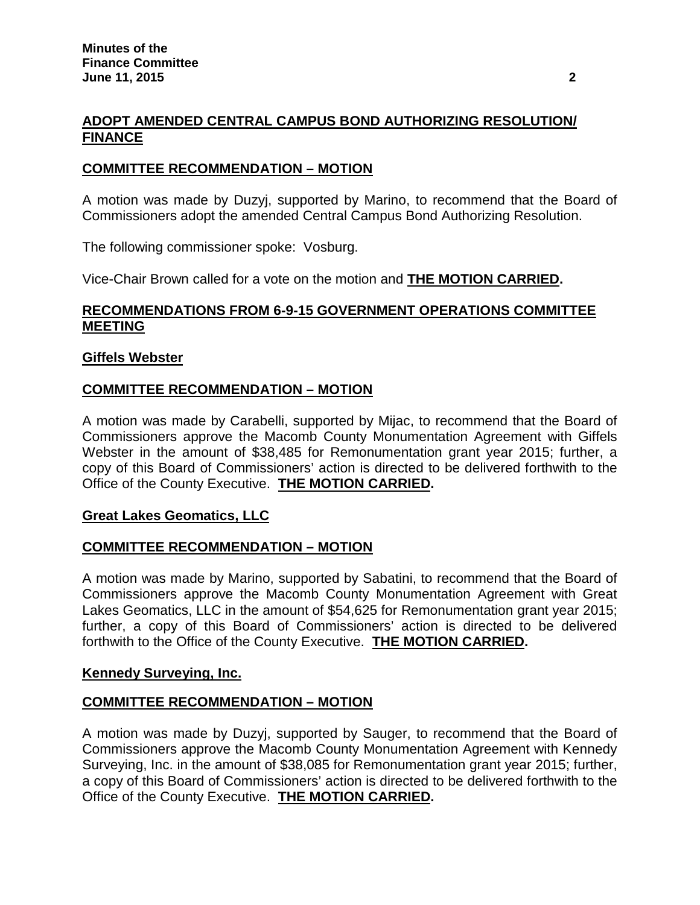**ADOPT AMENDED CENTRAL CAMPUS BOND AUTHORIZING RESOLUTION/ FINANCE**

**COMMITTEE RECOMMENDATION – MOTION**

A motion was made by Duzyj, supported by Marino, to recommend that the Board of Commissioners adopt the amended Central Campus Bond Authorizing Resolution.

The following commissioner spoke: Vosburg.

Vice-Chair Brown called for a vote on the motion and **THE MOTION CARRIED.**

**RECOMMENDATIONS FROM 6-9-15 GOVERNMENT OPERATIONS COMMITTEE MEETING**

**Giffels Webster**

**COMMITTEE RECOMMENDATION – MOTION**

A motion was made by Carabelli, supported by Mijac, to recommend that the Board of Commissioners approve the Macomb County Monumentation Agreement with Giffels Webster in the amount of $38,485 for Remonumentation grant year 2015; further, a copy of this Board of Commissioners' action is directed to be delivered forthwith to the Office of the County Executive. **THE MOTION CARRIED.**

**Great Lakes Geomatics, LLC**

**COMMITTEE RECOMMENDATION – MOTION**

A motion was made by Marino, supported by Sabatini, to recommend that the Board of Commissioners approve the Macomb County Monumentation Agreement with Great Lakes Geomatics, LLC in the amount of $54,625 for Remonumentation grant year 2015; further, a copy of this Board of Commissioners' action is directed to be delivered forthwith to the Office of the County Executive. **THE MOTION CARRIED.**

**Kennedy Surveying, Inc.**

**COMMITTEE RECOMMENDATION – MOTION**

A motion was made by Duzyj, supported by Sauger, to recommend that the Board of Commissioners approve the Macomb County Monumentation Agreement with Kennedy Surveying, Inc. in the amount of $38,085 for Remonumentation grant year 2015; further, a copy of this Board of Commissioners' action is directed to be delivered forthwith to the Office of the County Executive. **THE MOTION CARRIED.**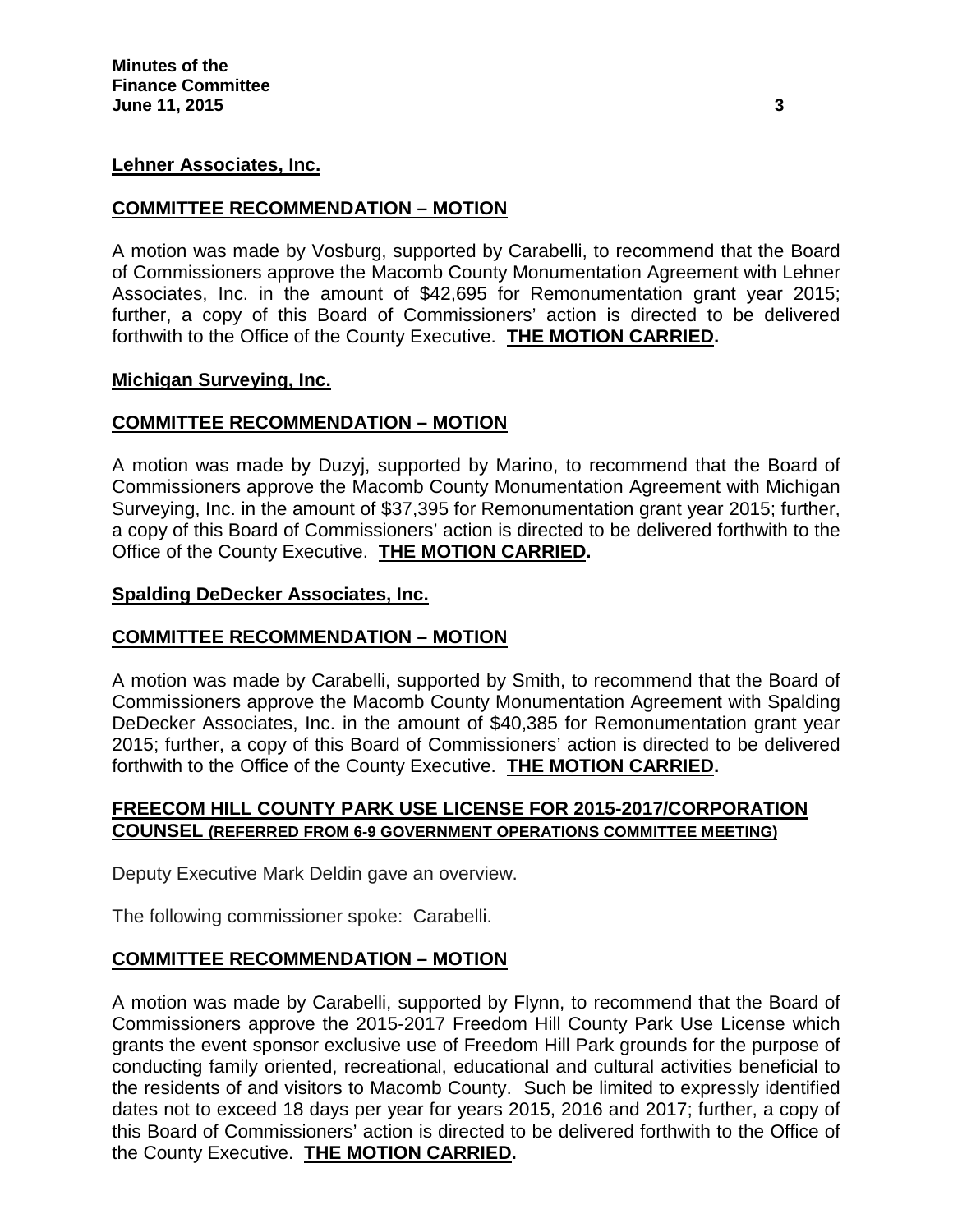**Lehner Associates, Inc.**

**COMMITTEE RECOMMENDATION – MOTION**

A motion was made by Vosburg, supported by Carabelli, to recommend that the Board of Commissioners approve the Macomb County Monumentation Agreement with Lehner Associates, Inc. in the amount of $42,695 for Remonumentation grant year 2015; further, a copy of this Board of Commissioners' action is directed to be delivered forthwith to the Office of the County Executive. **THE MOTION CARRIED.**

**Michigan Surveying, Inc.**

**COMMITTEE RECOMMENDATION – MOTION**

A motion was made by Duzyj, supported by Marino, to recommend that the Board of Commissioners approve the Macomb County Monumentation Agreement with Michigan Surveying, Inc. in the amount of $37,395 for Remonumentation grant year 2015; further, a copy of this Board of Commissioners' action is directed to be delivered forthwith to the Office of the County Executive. **THE MOTION CARRIED.**

**Spalding DeDecker Associates, Inc.**

**COMMITTEE RECOMMENDATION – MOTION**

A motion was made by Carabelli, supported by Smith, to recommend that the Board of Commissioners approve the Macomb County Monumentation Agreement with Spalding DeDecker Associates, Inc. in the amount of $40,385 for Remonumentation grant year 2015; further, a copy of this Board of Commissioners' action is directed to be delivered forthwith to the Office of the County Executive. **THE MOTION CARRIED.**

**FREECOM HILL COUNTY PARK USE LICENSE FOR 2015-2017/CORPORATION COUNSEL (REFERRED FROM 6-9 GOVERNMENT OPERATIONS COMMITTEE MEETING)**

Deputy Executive Mark Deldin gave an overview.

The following commissioner spoke: Carabelli.

**COMMITTEE RECOMMENDATION – MOTION**

A motion was made by Carabelli, supported by Flynn, to recommend that the Board of Commissioners approve the 2015-2017 Freedom Hill County Park Use License which grants the event sponsor exclusive use of Freedom Hill Park grounds for the purpose of conducting family oriented, recreational, educational and cultural activities beneficial to the residents of and visitors to Macomb County. Such be limited to expressly identified dates not to exceed 18 days per year for years 2015, 2016 and 2017; further, a copy of this Board of Commissioners' action is directed to be delivered forthwith to the Office of the County Executive. **THE MOTION CARRIED.**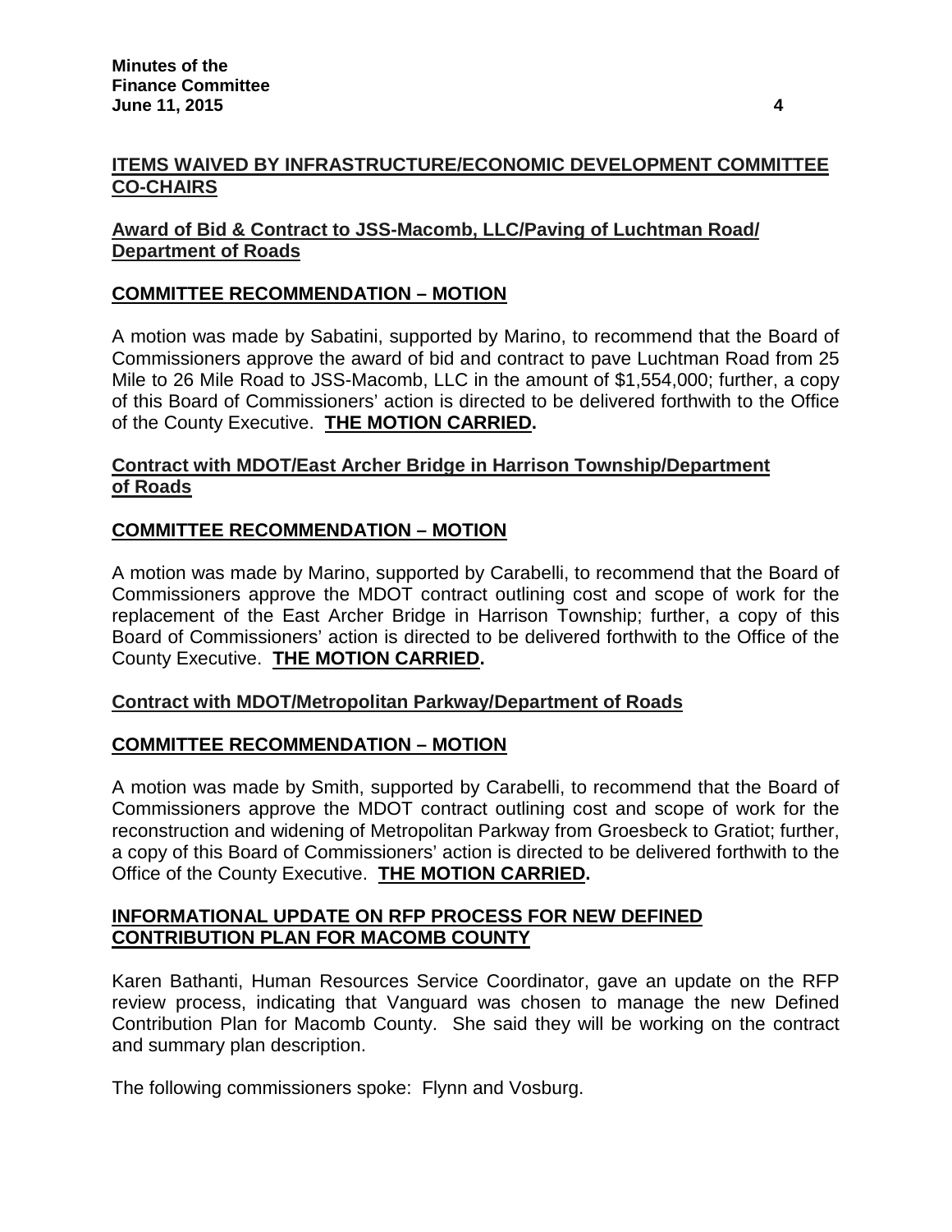## ITEMS WAIVED BY INFRASTRUCTURE/ECONOMIC DEVELOPMENT COMMITTEE CO-CHAIRS

### Award of Bid & Contract to JSS-Macomb, LLC/Paving of Luchtman Road/ Department of Roads

### COMMITTEE RECOMMENDATION – MOTION

A motion was made by Sabatini, supported by Marino, to recommend that the Board of Commissioners approve the award of bid and contract to pave Luchtman Road from 25 Mile to 26 Mile Road to JSS-Macomb, LLC in the amount of $1,554,000; further, a copy of this Board of Commissioners' action is directed to be delivered forthwith to the Office of the County Executive. **THE MOTION CARRIED.**

### Contract with MDOT/East Archer Bridge in Harrison Township/Department of Roads

### COMMITTEE RECOMMENDATION – MOTION

A motion was made by Marino, supported by Carabelli, to recommend that the Board of Commissioners approve the MDOT contract outlining cost and scope of work for the replacement of the East Archer Bridge in Harrison Township; further, a copy of this Board of Commissioners' action is directed to be delivered forthwith to the Office of the County Executive. **THE MOTION CARRIED.**

### Contract with MDOT/Metropolitan Parkway/Department of Roads

### COMMITTEE RECOMMENDATION – MOTION

A motion was made by Smith, supported by Carabelli, to recommend that the Board of Commissioners approve the MDOT contract outlining cost and scope of work for the reconstruction and widening of Metropolitan Parkway from Groesbeck to Gratiot; further, a copy of this Board of Commissioners' action is directed to be delivered forthwith to the Office of the County Executive. **THE MOTION CARRIED.**

## INFORMATIONAL UPDATE ON RFP PROCESS FOR NEW DEFINED CONTRIBUTION PLAN FOR MACOMB COUNTY

Karen Bathanti, Human Resources Service Coordinator, gave an update on the RFP review process, indicating that Vanguard was chosen to manage the new Defined Contribution Plan for Macomb County. She said they will be working on the contract and summary plan description.

The following commissioners spoke: Flynn and Vosburg.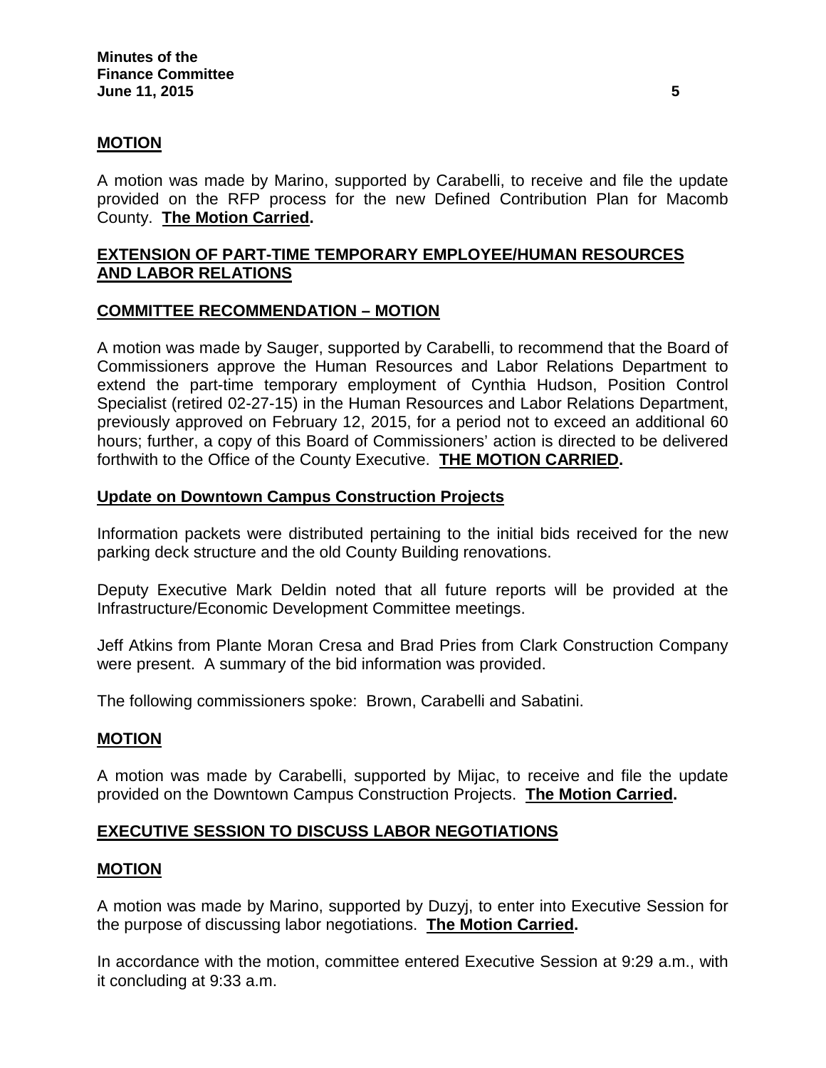**MOTION**

A motion was made by Marino, supported by Carabelli, to receive and file the update provided on the RFP process for the new Defined Contribution Plan for Macomb County. **The Motion Carried.**

**EXTENSION OF PART-TIME TEMPORARY EMPLOYEE/HUMAN RESOURCES AND LABOR RELATIONS**

**COMMITTEE RECOMMENDATION – MOTION**

A motion was made by Sauger, supported by Carabelli, to recommend that the Board of Commissioners approve the Human Resources and Labor Relations Department to extend the part-time temporary employment of Cynthia Hudson, Position Control Specialist (retired 02-27-15) in the Human Resources and Labor Relations Department, previously approved on February 12, 2015, for a period not to exceed an additional 60 hours; further, a copy of this Board of Commissioners' action is directed to be delivered forthwith to the Office of the County Executive. **THE MOTION CARRIED.**

**Update on Downtown Campus Construction Projects**

Information packets were distributed pertaining to the initial bids received for the new parking deck structure and the old County Building renovations.

Deputy Executive Mark Deldin noted that all future reports will be provided at the Infrastructure/Economic Development Committee meetings.

Jeff Atkins from Plante Moran Cresa and Brad Pries from Clark Construction Company were present. A summary of the bid information was provided.

The following commissioners spoke: Brown, Carabelli and Sabatini.

**MOTION**

A motion was made by Carabelli, supported by Mijac, to receive and file the update provided on the Downtown Campus Construction Projects. **The Motion Carried.**

**EXECUTIVE SESSION TO DISCUSS LABOR NEGOTIATIONS**

**MOTION**

A motion was made by Marino, supported by Duzyj, to enter into Executive Session for the purpose of discussing labor negotiations. **The Motion Carried.**

In accordance with the motion, committee entered Executive Session at 9:29 a.m., with it concluding at 9:33 a.m.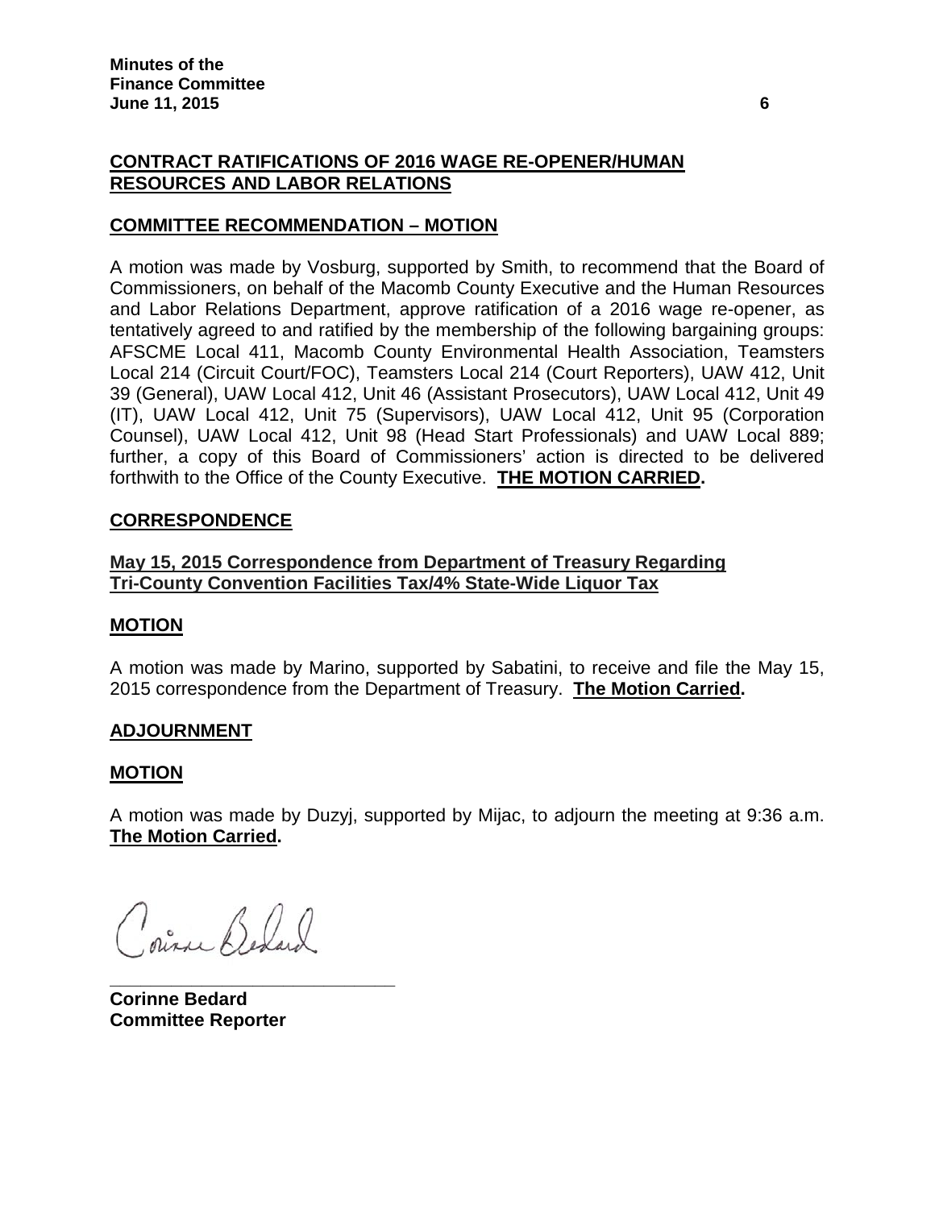## CONTRACT RATIFICATIONS OF 2016 WAGE RE-OPENER/HUMAN RESOURCES AND LABOR RELATIONS

### COMMITTEE RECOMMENDATION – MOTION

A motion was made by Vosburg, supported by Smith, to recommend that the Board of Commissioners, on behalf of the Macomb County Executive and the Human Resources and Labor Relations Department, approve ratification of a 2016 wage re-opener, as tentatively agreed to and ratified by the membership of the following bargaining groups: AFSCME Local 411, Macomb County Environmental Health Association, Teamsters Local 214 (Circuit Court/FOC), Teamsters Local 214 (Court Reporters), UAW 412, Unit 39 (General), UAW Local 412, Unit 46 (Assistant Prosecutors), UAW Local 412, Unit 49 (IT), UAW Local 412, Unit 75 (Supervisors), UAW Local 412, Unit 95 (Corporation Counsel), UAW Local 412, Unit 98 (Head Start Professionals) and UAW Local 889; further, a copy of this Board of Commissioners' action is directed to be delivered forthwith to the Office of the County Executive. **THE MOTION CARRIED.**

## CORRESPONDENCE

### May 15, 2015 Correspondence from Department of Treasury Regarding Tri-County Convention Facilities Tax/4% State-Wide Liquor Tax

### MOTION

A motion was made by Marino, supported by Sabatini, to receive and file the May 15, 2015 correspondence from the Department of Treasury. **The Motion Carried.**

## ADJOURNMENT

### MOTION

A motion was made by Duzyj, supported by Mijac, to adjourn the meeting at 9:36 a.m. **The Motion Carried.**

Corinne Bedard

_______________________________

**Corinne Bedard**
**Committee Reporter**